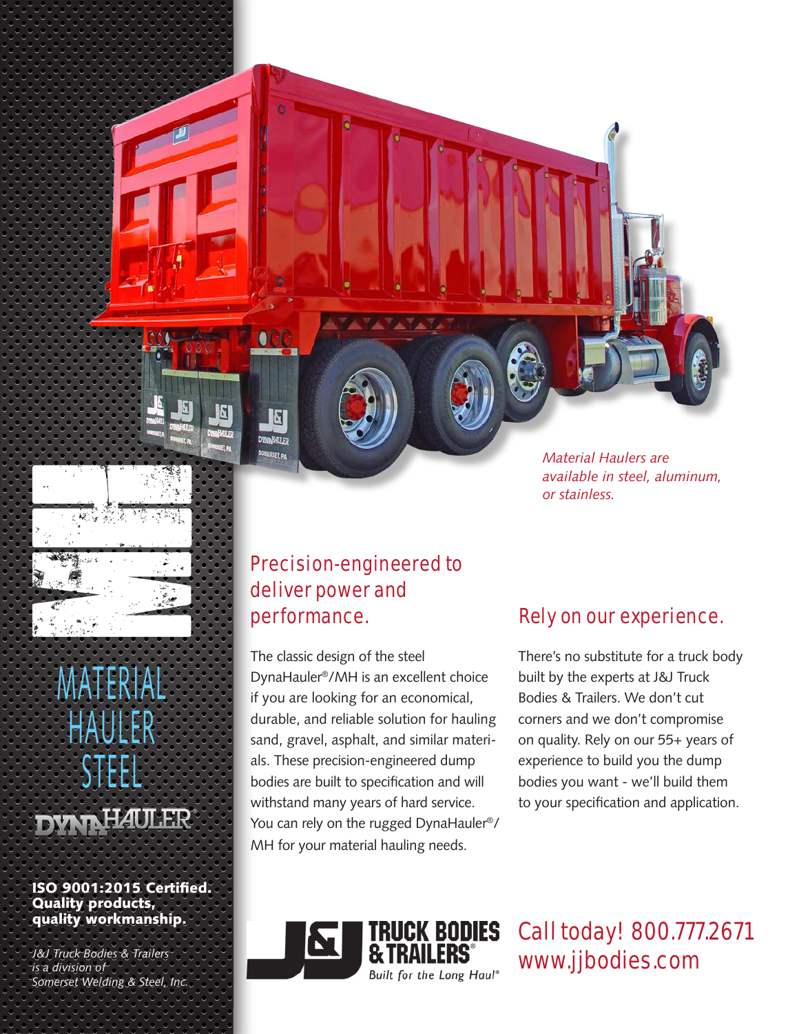# MH

# MATERIAL HAULER STEEL

DYNAHAULER®

**ISO 9001:2015 Certified. Quality products, quality workmanship.**

*J&J Truck Bodies & Trailers is a division of Somerset Welding & Steel, Inc.*

*Material Haulers are available in steel, aluminum, or stainless.*

## Precision-engineered to deliver power and performance.

The classic design of the steel DynaHauler®/MH is an excellent choice if you are looking for an economical, durable, and reliable solution for hauling sand, gravel, asphalt, and similar materials. These precision-engineered dump bodies are built to specification and will withstand many years of hard service. You can rely on the rugged DynaHauler®/MH for your material hauling needs.

## Rely on our experience.

There's no substitute for a truck body built by the experts at J&J Truck Bodies & Trailers. We don't cut corners and we don't compromise on quality. Rely on our 55+ years of experience to build you the dump bodies you want - we'll build them to your specification and application.

J&J TRUCK BODIES & TRAILERS®
*Built for the Long Haul®*

Call today! 800.777.2671
www.jjbodies.com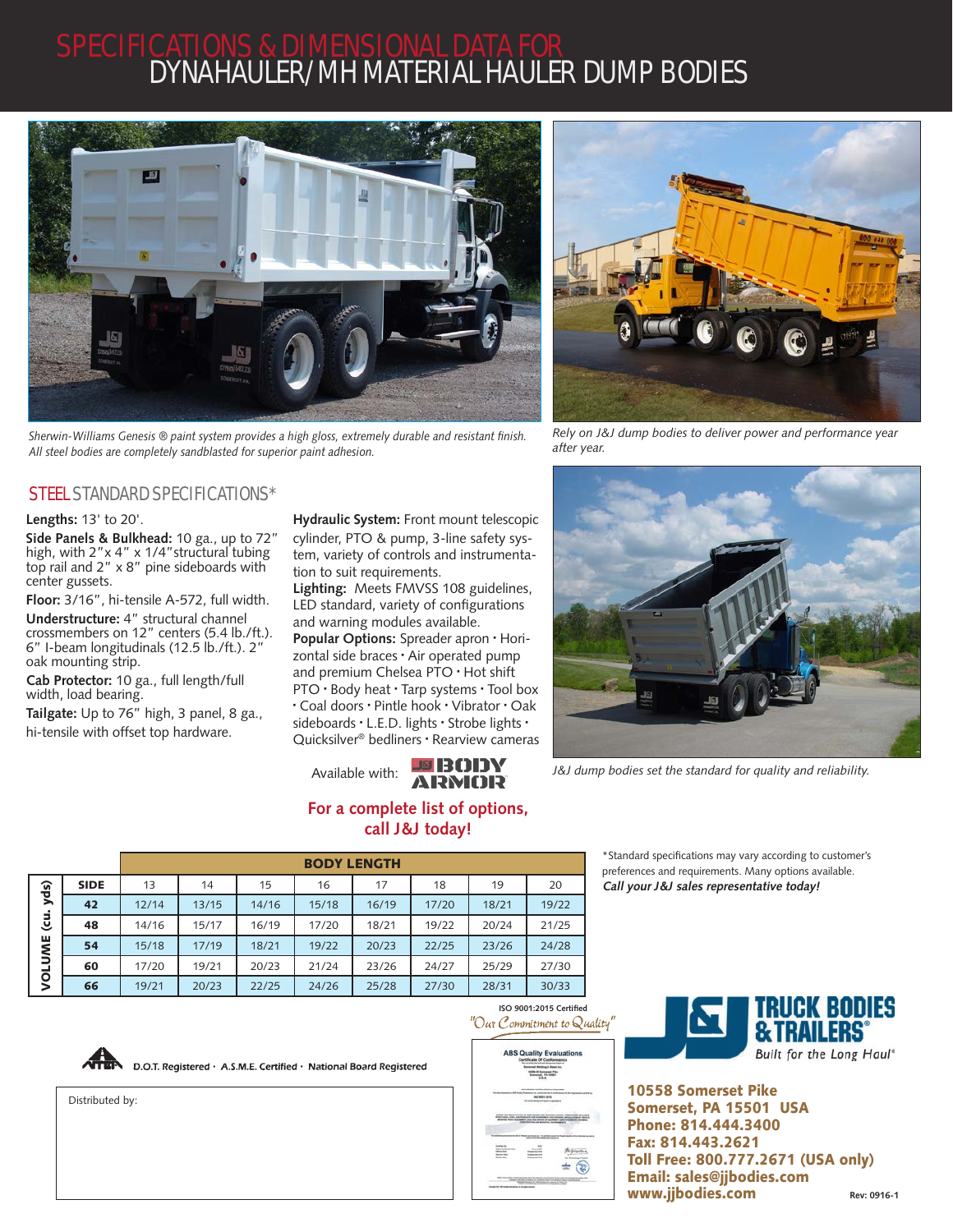# SPECIFICATIONS & DIMENSIONAL DATA FOR DYNAHAULER/MH MATERIAL HAULER DUMP BODIES

*Sherwin-Williams Genesis ® paint system provides a high gloss, extremely durable and resistant finish. All steel bodies are completely sandblasted for superior paint adhesion.*

*Rely on J&J dump bodies to deliver power and performance year after year.*

*J&J dump bodies set the standard for quality and reliability.*

## STEEL STANDARD SPECIFICATIONS*

**Lengths:** 13' to 20'.

**Side Panels & Bulkhead:** 10 ga., up to 72" high, with 2"x 4" x 1/4"structural tubing top rail and 2" x 8" pine sideboards with center gussets.

**Floor:** 3/16", hi-tensile A-572, full width.

**Understructure:** 4" structural channel crossmembers on 12" centers (5.4 lb./ft.). 6" I-beam longitudinals (12.5 lb./ft.). 2" oak mounting strip.

**Cab Protector:** 10 ga., full length/full width, load bearing.

**Tailgate:** Up to 76" high, 3 panel, 8 ga., hi-tensile with offset top hardware.

**Hydraulic System:** Front mount telescopic cylinder, PTO & pump, 3-line safety system, variety of controls and instrumentation to suit requirements.

**Lighting:** Meets FMVSS 108 guidelines, LED standard, variety of configurations and warning modules available.

**Popular Options:** Spreader apron • Horizontal side braces • Air operated pump and premium Chelsea PTO • Hot shift PTO • Body heat • Tarp systems • Tool box • Coal doors • Pintle hook • Vibrator • Oak sideboards • L.E.D. lights • Strobe lights • Quicksilver® bedliners • Rearview cameras

Available with: BODY ARMOR

**For a complete list of options, call J&J today!**

| | | BODY LENGTH | | | | | | | |
|---|---|---|---|---|---|---|---|---|---|
| | **SIDE** | 13 | 14 | 15 | 16 | 17 | 18 | 19 | 20 |
| VOLUME (cu. yds) | **42** | 12/14 | 13/15 | 14/16 | 15/18 | 16/19 | 17/20 | 18/21 | 19/22 |
| | **48** | 14/16 | 15/17 | 16/19 | 17/20 | 18/21 | 19/22 | 20/24 | 21/25 |
| | **54** | 15/18 | 17/19 | 18/21 | 19/22 | 20/23 | 22/25 | 23/26 | 24/28 |
| | **60** | 17/20 | 19/21 | 20/23 | 21/24 | 23/26 | 24/27 | 25/29 | 27/30 |
| | **66** | 19/21 | 20/23 | 22/25 | 24/26 | 25/28 | 27/30 | 28/31 | 30/33 |

*Standard specifications may vary according to customer's preferences and requirements. Many options available. ***Call your J&J sales representative today!***

NTEA D.O.T. Registered · A.S.M.E. Certified · National Board Registered

Distributed by:

ISO 9001:2015 Certified
"Our Commitment to Quality"

J&J TRUCK BODIES & TRAILERS® Built for the Long Haul®

**10558 Somerset Pike**
**Somerset, PA 15501 USA**
**Phone: 814.444.3400**
**Fax: 814.443.2621**
**Toll Free: 800.777.2671 (USA only)**
**Email: sales@jjbodies.com**
**www.jjbodies.com**

Rev: 0916-1